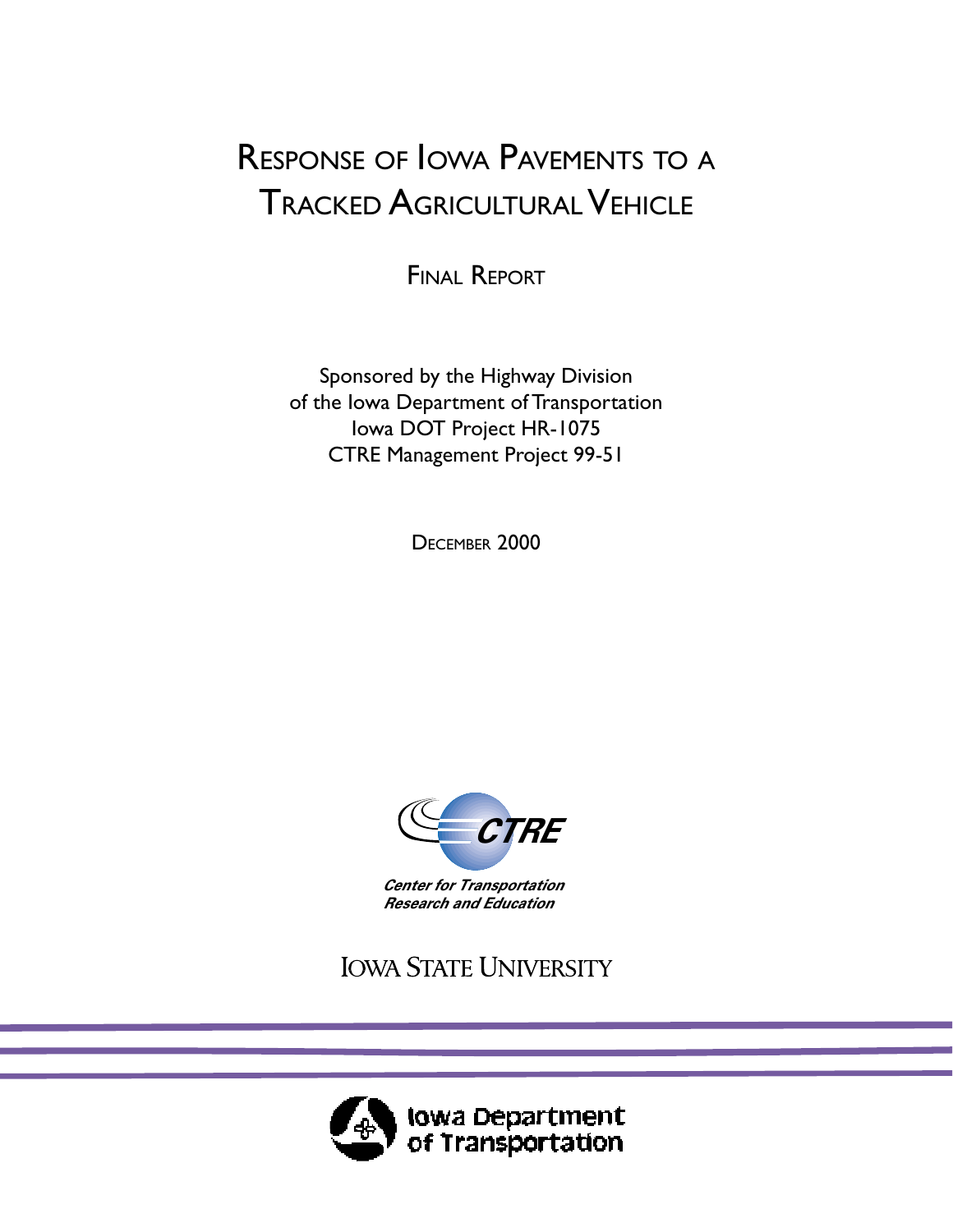# Response of Iowa Pavements to a Tracked Agricultural Vehicle

Final Report

Sponsored by the Highway Division
of the Iowa Department of Transportation
Iowa DOT Project HR-1075
CTRE Management Project 99-51

December 2000

CTRE

*Center for Transportation Research and Education*

Iowa State University

Iowa Department of Transportation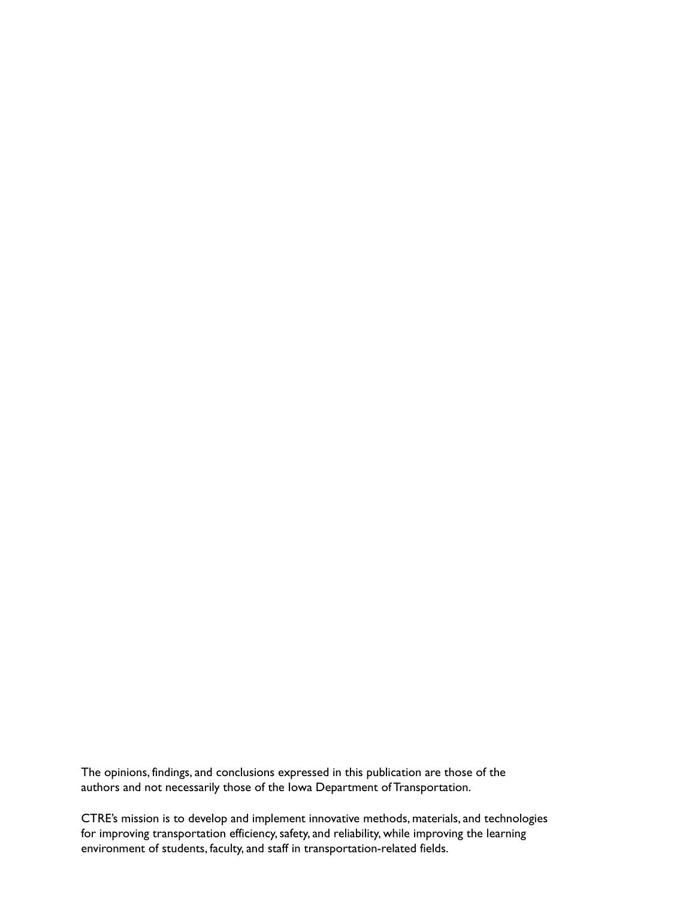The opinions, findings, and conclusions expressed in this publication are those of the authors and not necessarily those of the Iowa Department of Transportation.

CTRE's mission is to develop and implement innovative methods, materials, and technologies for improving transportation efficiency, safety, and reliability, while improving the learning environment of students, faculty, and staff in transportation-related fields.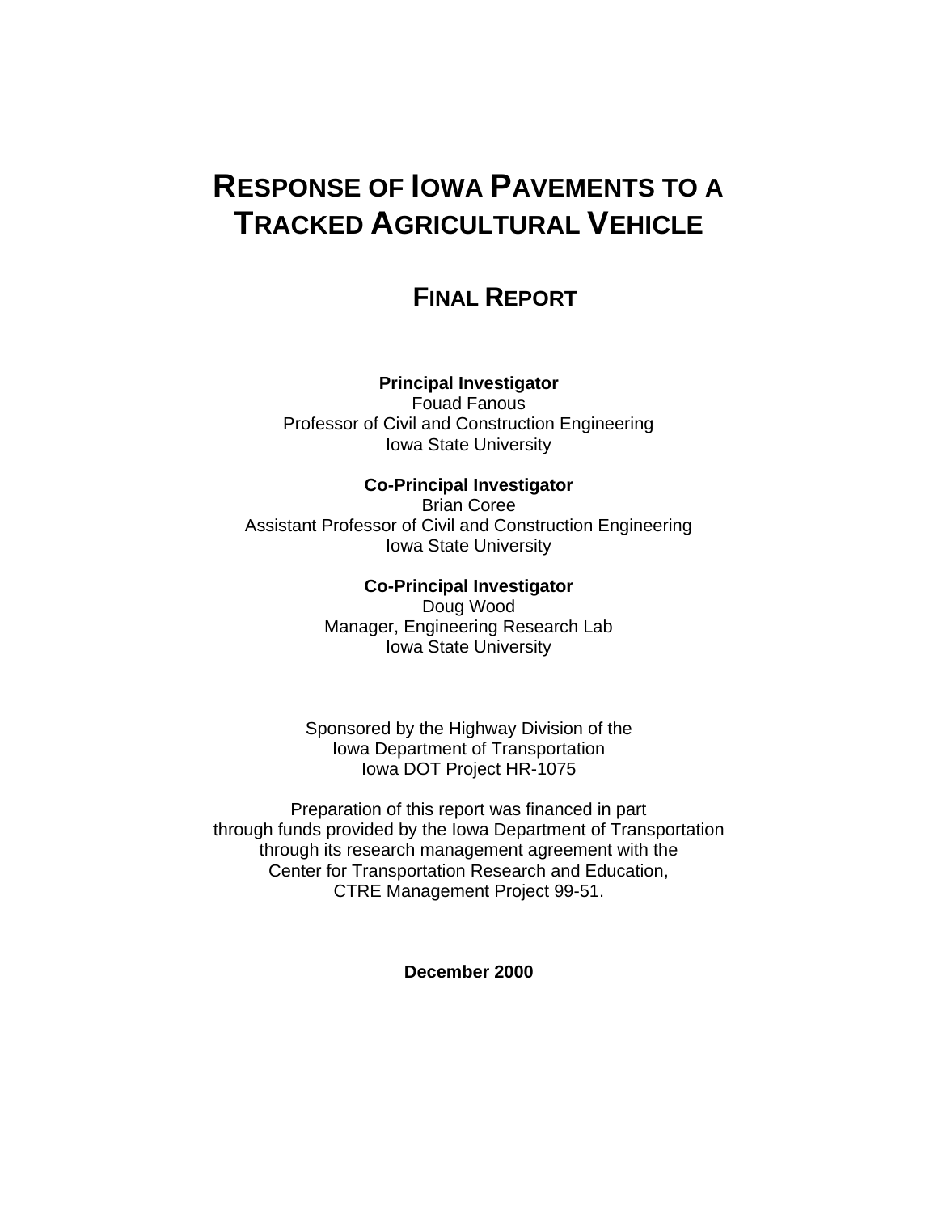# RESPONSE OF IOWA PAVEMENTS TO A TRACKED AGRICULTURAL VEHICLE

## FINAL REPORT

**Principal Investigator**
Fouad Fanous
Professor of Civil and Construction Engineering
Iowa State University

**Co-Principal Investigator**
Brian Coree
Assistant Professor of Civil and Construction Engineering
Iowa State University

**Co-Principal Investigator**
Doug Wood
Manager, Engineering Research Lab
Iowa State University

Sponsored by the Highway Division of the
Iowa Department of Transportation
Iowa DOT Project HR-1075

Preparation of this report was financed in part
through funds provided by the Iowa Department of Transportation
through its research management agreement with the
Center for Transportation Research and Education,
CTRE Management Project 99-51.

**December 2000**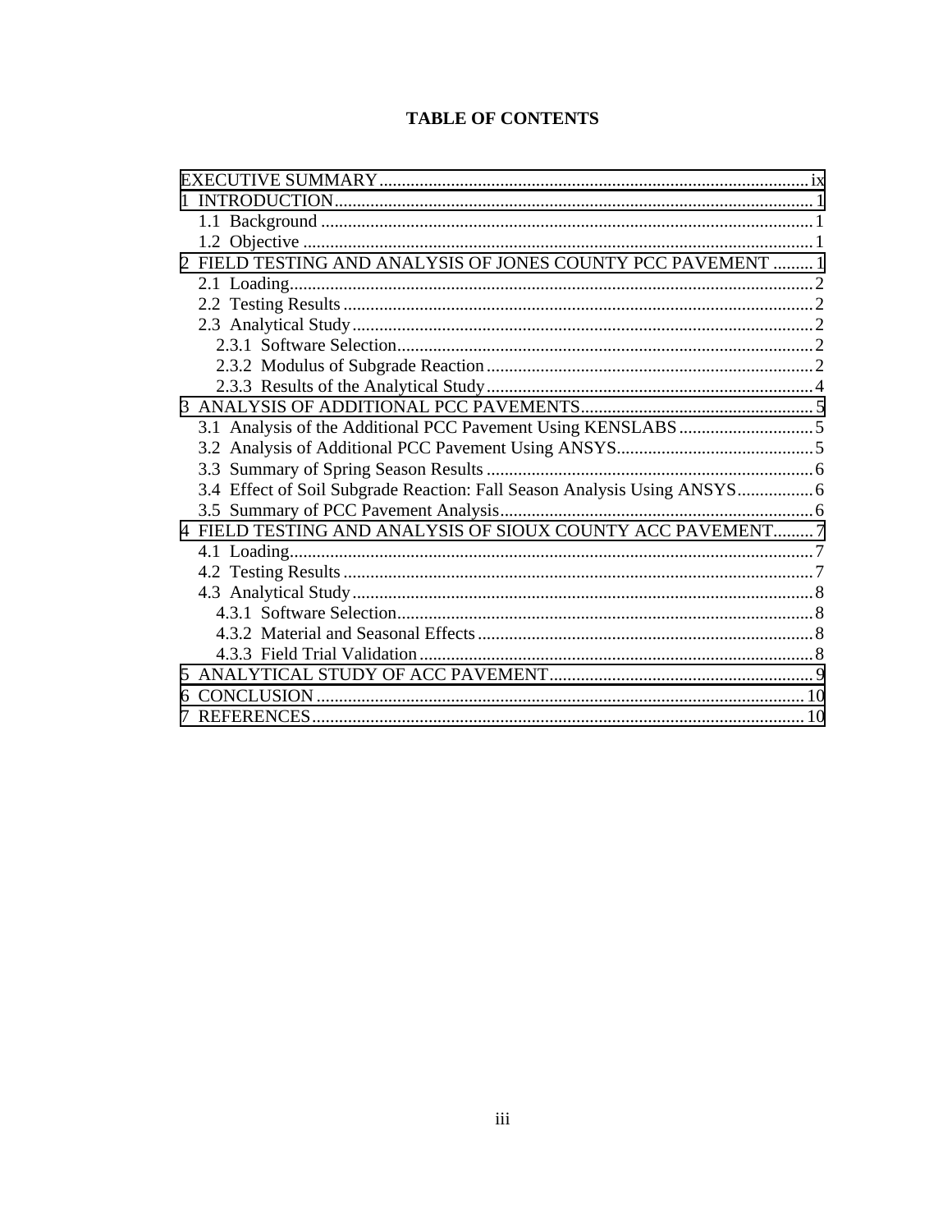# TABLE OF CONTENTS

EXECUTIVE SUMMARY ..... ix
1 INTRODUCTION ..... 1
  1.1 Background ..... 1
  1.2 Objective ..... 1
2 FIELD TESTING AND ANALYSIS OF JONES COUNTY PCC PAVEMENT ..... 1
  2.1 Loading ..... 2
  2.2 Testing Results ..... 2
  2.3 Analytical Study ..... 2
    2.3.1 Software Selection ..... 2
    2.3.2 Modulus of Subgrade Reaction ..... 2
    2.3.3 Results of the Analytical Study ..... 4
3 ANALYSIS OF ADDITIONAL PCC PAVEMENTS ..... 5
  3.1 Analysis of the Additional PCC Pavement Using KENSLABS ..... 5
  3.2 Analysis of Additional PCC Pavement Using ANSYS ..... 5
  3.3 Summary of Spring Season Results ..... 6
  3.4 Effect of Soil Subgrade Reaction: Fall Season Analysis Using ANSYS ..... 6
  3.5 Summary of PCC Pavement Analysis ..... 6
4 FIELD TESTING AND ANALYSIS OF SIOUX COUNTY ACC PAVEMENT ..... 7
  4.1 Loading ..... 7
  4.2 Testing Results ..... 7
  4.3 Analytical Study ..... 8
    4.3.1 Software Selection ..... 8
    4.3.2 Material and Seasonal Effects ..... 8
    4.3.3 Field Trial Validation ..... 8
5 ANALYTICAL STUDY OF ACC PAVEMENT ..... 9
6 CONCLUSION ..... 10
7 REFERENCES ..... 10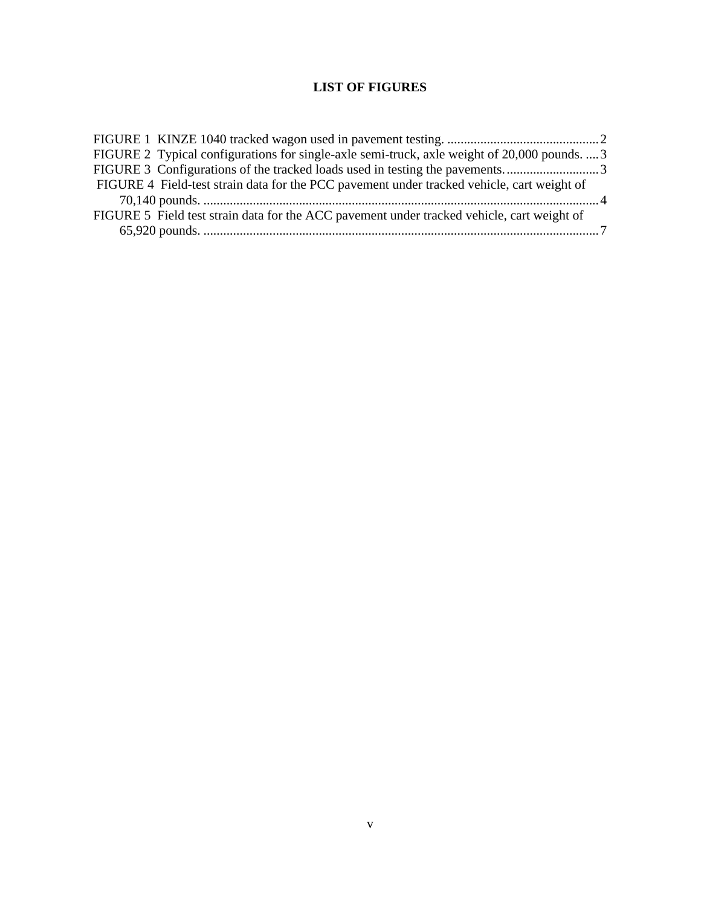# LIST OF FIGURES

FIGURE 1 KINZE 1040 tracked wagon used in pavement testing. .............................................. 2

FIGURE 2 Typical configurations for single-axle semi-truck, axle weight of 20,000 pounds. .... 3

FIGURE 3 Configurations of the tracked loads used in testing the pavements. ............................ 3

FIGURE 4 Field-test strain data for the PCC pavement under tracked vehicle, cart weight of 70,140 pounds. ........................................................................................................................ 4

FIGURE 5 Field test strain data for the ACC pavement under tracked vehicle, cart weight of 65,920 pounds. ........................................................................................................................ 7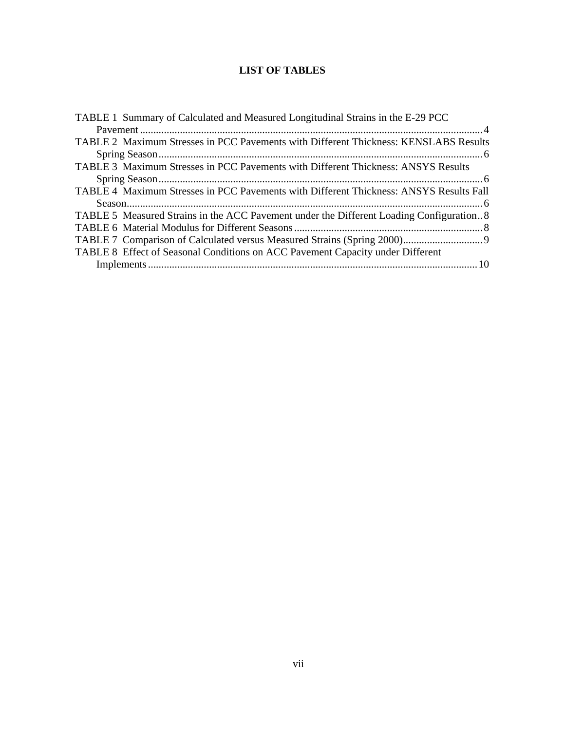# LIST OF TABLES

TABLE 1 Summary of Calculated and Measured Longitudinal Strains in the E-29 PCC Pavement ........ 4

TABLE 2 Maximum Stresses in PCC Pavements with Different Thickness: KENSLABS Results Spring Season ........ 6

TABLE 3 Maximum Stresses in PCC Pavements with Different Thickness: ANSYS Results Spring Season ........ 6

TABLE 4 Maximum Stresses in PCC Pavements with Different Thickness: ANSYS Results Fall Season ........ 6

TABLE 5 Measured Strains in the ACC Pavement under the Different Loading Configuration ........ 8

TABLE 6 Material Modulus for Different Seasons ........ 8

TABLE 7 Comparison of Calculated versus Measured Strains (Spring 2000) ........ 9

TABLE 8 Effect of Seasonal Conditions on ACC Pavement Capacity under Different Implements ........ 10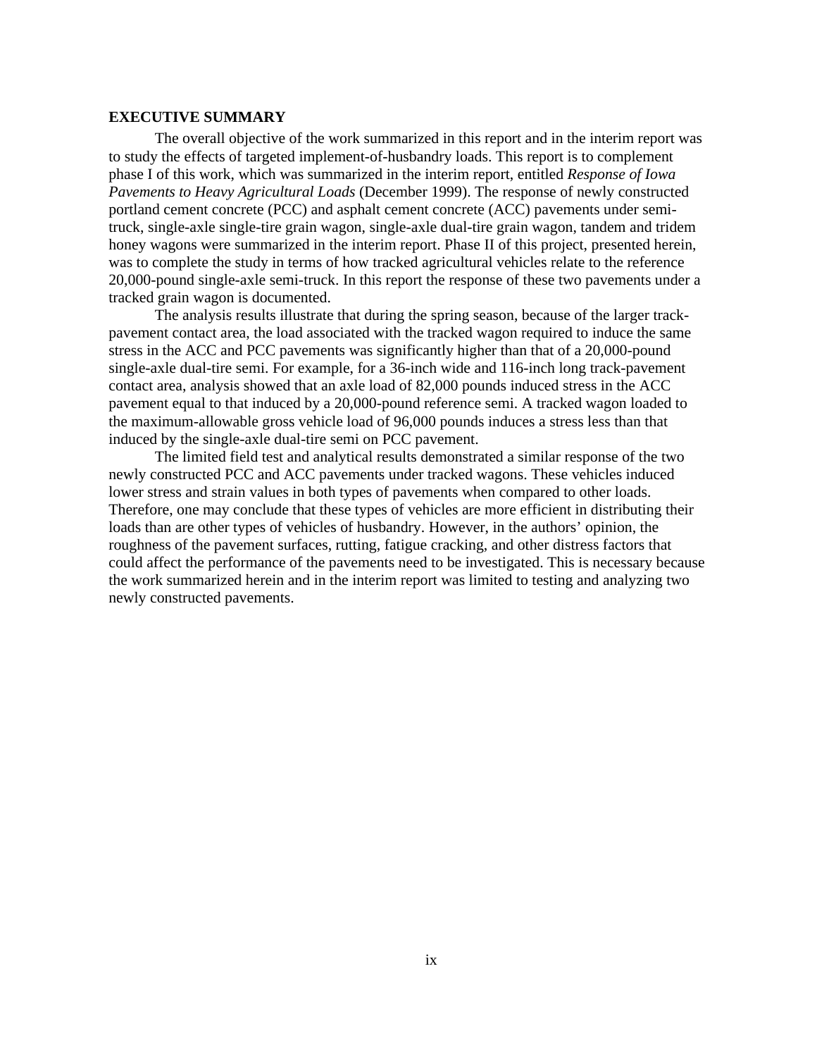## EXECUTIVE SUMMARY

The overall objective of the work summarized in this report and in the interim report was to study the effects of targeted implement-of-husbandry loads. This report is to complement phase I of this work, which was summarized in the interim report, entitled *Response of Iowa Pavements to Heavy Agricultural Loads* (December 1999). The response of newly constructed portland cement concrete (PCC) and asphalt cement concrete (ACC) pavements under semi-truck, single-axle single-tire grain wagon, single-axle dual-tire grain wagon, tandem and tridem honey wagons were summarized in the interim report. Phase II of this project, presented herein, was to complete the study in terms of how tracked agricultural vehicles relate to the reference 20,000-pound single-axle semi-truck. In this report the response of these two pavements under a tracked grain wagon is documented.

The analysis results illustrate that during the spring season, because of the larger track-pavement contact area, the load associated with the tracked wagon required to induce the same stress in the ACC and PCC pavements was significantly higher than that of a 20,000-pound single-axle dual-tire semi. For example, for a 36-inch wide and 116-inch long track-pavement contact area, analysis showed that an axle load of 82,000 pounds induced stress in the ACC pavement equal to that induced by a 20,000-pound reference semi. A tracked wagon loaded to the maximum-allowable gross vehicle load of 96,000 pounds induces a stress less than that induced by the single-axle dual-tire semi on PCC pavement.

The limited field test and analytical results demonstrated a similar response of the two newly constructed PCC and ACC pavements under tracked wagons. These vehicles induced lower stress and strain values in both types of pavements when compared to other loads. Therefore, one may conclude that these types of vehicles are more efficient in distributing their loads than are other types of vehicles of husbandry. However, in the authors' opinion, the roughness of the pavement surfaces, rutting, fatigue cracking, and other distress factors that could affect the performance of the pavements need to be investigated. This is necessary because the work summarized herein and in the interim report was limited to testing and analyzing two newly constructed pavements.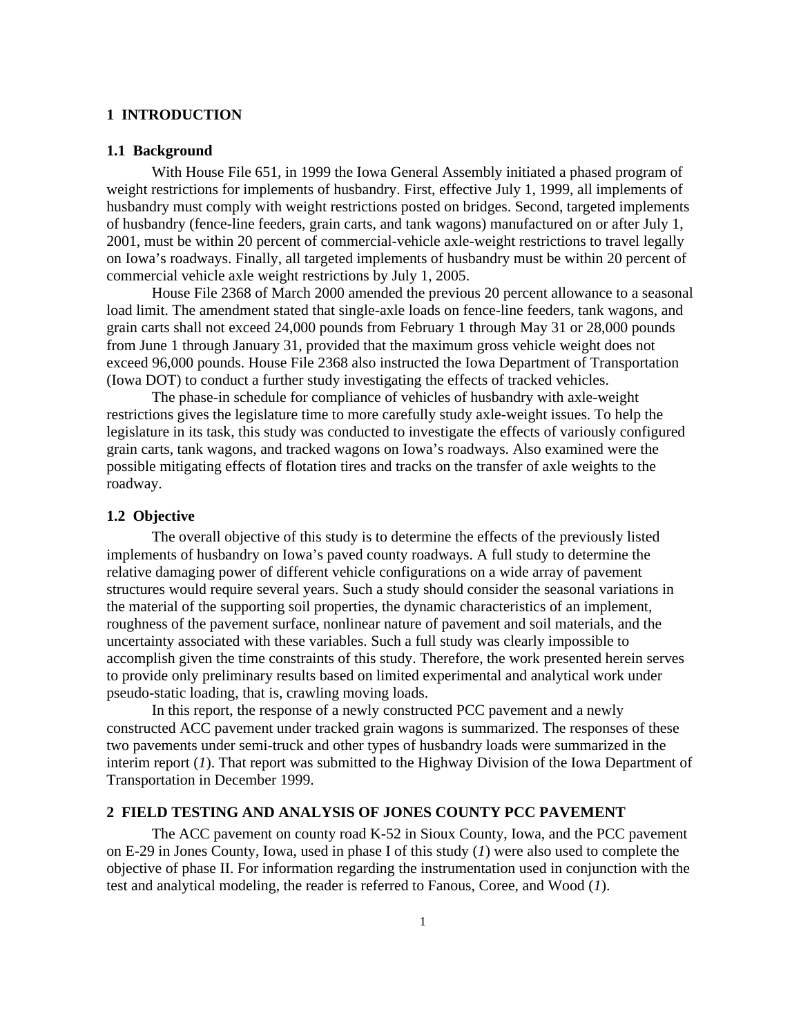# 1 INTRODUCTION

## 1.1 Background

With House File 651, in 1999 the Iowa General Assembly initiated a phased program of weight restrictions for implements of husbandry. First, effective July 1, 1999, all implements of husbandry must comply with weight restrictions posted on bridges. Second, targeted implements of husbandry (fence-line feeders, grain carts, and tank wagons) manufactured on or after July 1, 2001, must be within 20 percent of commercial-vehicle axle-weight restrictions to travel legally on Iowa's roadways. Finally, all targeted implements of husbandry must be within 20 percent of commercial vehicle axle weight restrictions by July 1, 2005.

House File 2368 of March 2000 amended the previous 20 percent allowance to a seasonal load limit. The amendment stated that single-axle loads on fence-line feeders, tank wagons, and grain carts shall not exceed 24,000 pounds from February 1 through May 31 or 28,000 pounds from June 1 through January 31, provided that the maximum gross vehicle weight does not exceed 96,000 pounds. House File 2368 also instructed the Iowa Department of Transportation (Iowa DOT) to conduct a further study investigating the effects of tracked vehicles.

The phase-in schedule for compliance of vehicles of husbandry with axle-weight restrictions gives the legislature time to more carefully study axle-weight issues. To help the legislature in its task, this study was conducted to investigate the effects of variously configured grain carts, tank wagons, and tracked wagons on Iowa's roadways. Also examined were the possible mitigating effects of flotation tires and tracks on the transfer of axle weights to the roadway.

## 1.2 Objective

The overall objective of this study is to determine the effects of the previously listed implements of husbandry on Iowa's paved county roadways. A full study to determine the relative damaging power of different vehicle configurations on a wide array of pavement structures would require several years. Such a study should consider the seasonal variations in the material of the supporting soil properties, the dynamic characteristics of an implement, roughness of the pavement surface, nonlinear nature of pavement and soil materials, and the uncertainty associated with these variables. Such a full study was clearly impossible to accomplish given the time constraints of this study. Therefore, the work presented herein serves to provide only preliminary results based on limited experimental and analytical work under pseudo-static loading, that is, crawling moving loads.

In this report, the response of a newly constructed PCC pavement and a newly constructed ACC pavement under tracked grain wagons is summarized. The responses of these two pavements under semi-truck and other types of husbandry loads were summarized in the interim report (*1*). That report was submitted to the Highway Division of the Iowa Department of Transportation in December 1999.

# 2 FIELD TESTING AND ANALYSIS OF JONES COUNTY PCC PAVEMENT

The ACC pavement on county road K-52 in Sioux County, Iowa, and the PCC pavement on E-29 in Jones County, Iowa, used in phase I of this study (*1*) were also used to complete the objective of phase II. For information regarding the instrumentation used in conjunction with the test and analytical modeling, the reader is referred to Fanous, Coree, and Wood (*1*).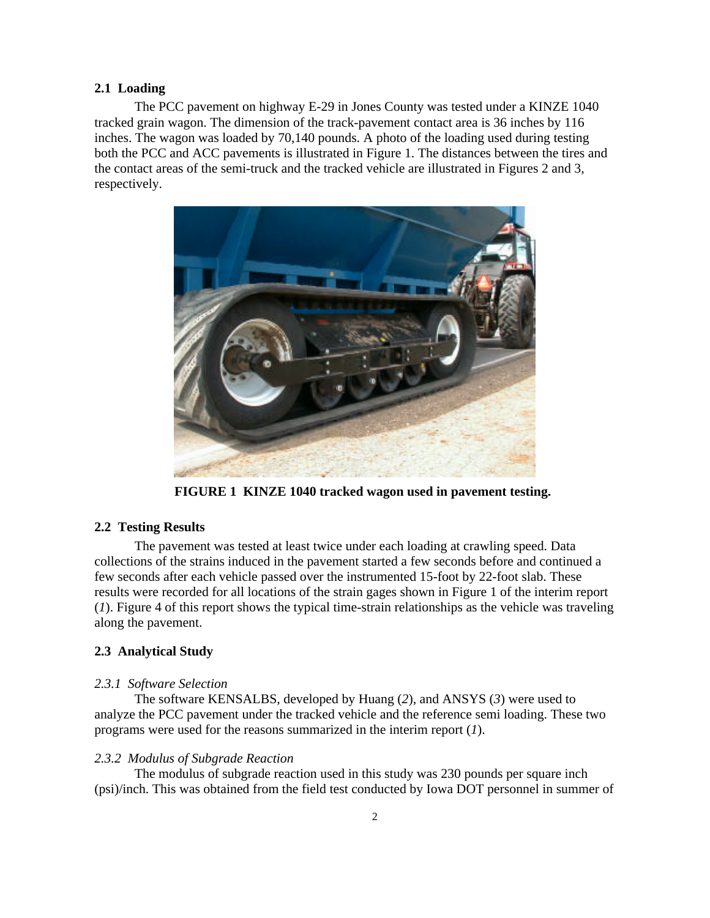### 2.1 Loading

The PCC pavement on highway E-29 in Jones County was tested under a KINZE 1040 tracked grain wagon. The dimension of the track-pavement contact area is 36 inches by 116 inches. The wagon was loaded by 70,140 pounds. A photo of the loading used during testing both the PCC and ACC pavements is illustrated in Figure 1. The distances between the tires and the contact areas of the semi-truck and the tracked vehicle are illustrated in Figures 2 and 3, respectively.

**FIGURE 1 KINZE 1040 tracked wagon used in pavement testing.**

### 2.2 Testing Results

The pavement was tested at least twice under each loading at crawling speed. Data collections of the strains induced in the pavement started a few seconds before and continued a few seconds after each vehicle passed over the instrumented 15-foot by 22-foot slab. These results were recorded for all locations of the strain gages shown in Figure 1 of the interim report (*1*). Figure 4 of this report shows the typical time-strain relationships as the vehicle was traveling along the pavement.

### 2.3 Analytical Study

#### *2.3.1 Software Selection*

The software KENSALBS, developed by Huang (*2*), and ANSYS (*3*) were used to analyze the PCC pavement under the tracked vehicle and the reference semi loading. These two programs were used for the reasons summarized in the interim report (*1*).

#### *2.3.2 Modulus of Subgrade Reaction*

The modulus of subgrade reaction used in this study was 230 pounds per square inch (psi)/inch. This was obtained from the field test conducted by Iowa DOT personnel in summer of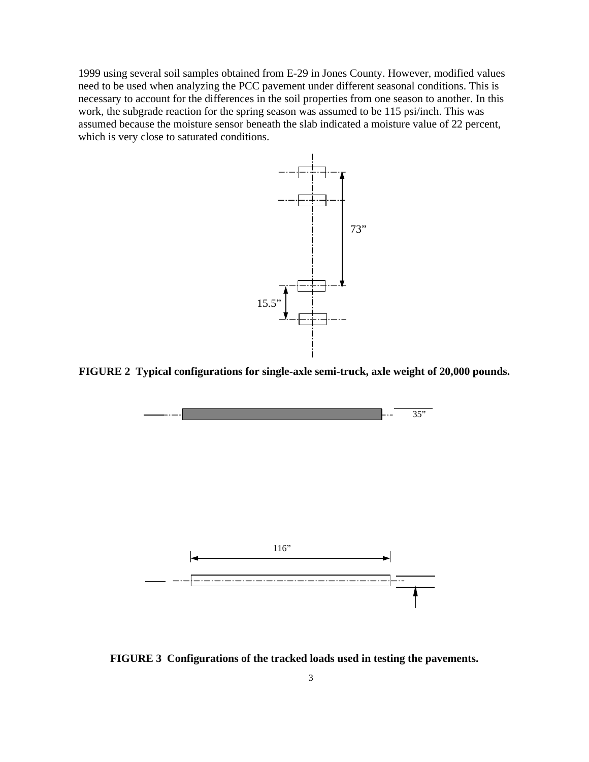1999 using several soil samples obtained from E-29 in Jones County. However, modified values need to be used when analyzing the PCC pavement under different seasonal conditions. This is necessary to account for the differences in the soil properties from one season to another. In this work, the subgrade reaction for the spring season was assumed to be 115 psi/inch. This was assumed because the moisture sensor beneath the slab indicated a moisture value of 22 percent, which is very close to saturated conditions.

73”

15.5”

**FIGURE 2 Typical configurations for single-axle semi-truck, axle weight of 20,000 pounds.**

35”

116”

**FIGURE 3 Configurations of the tracked loads used in testing the pavements.**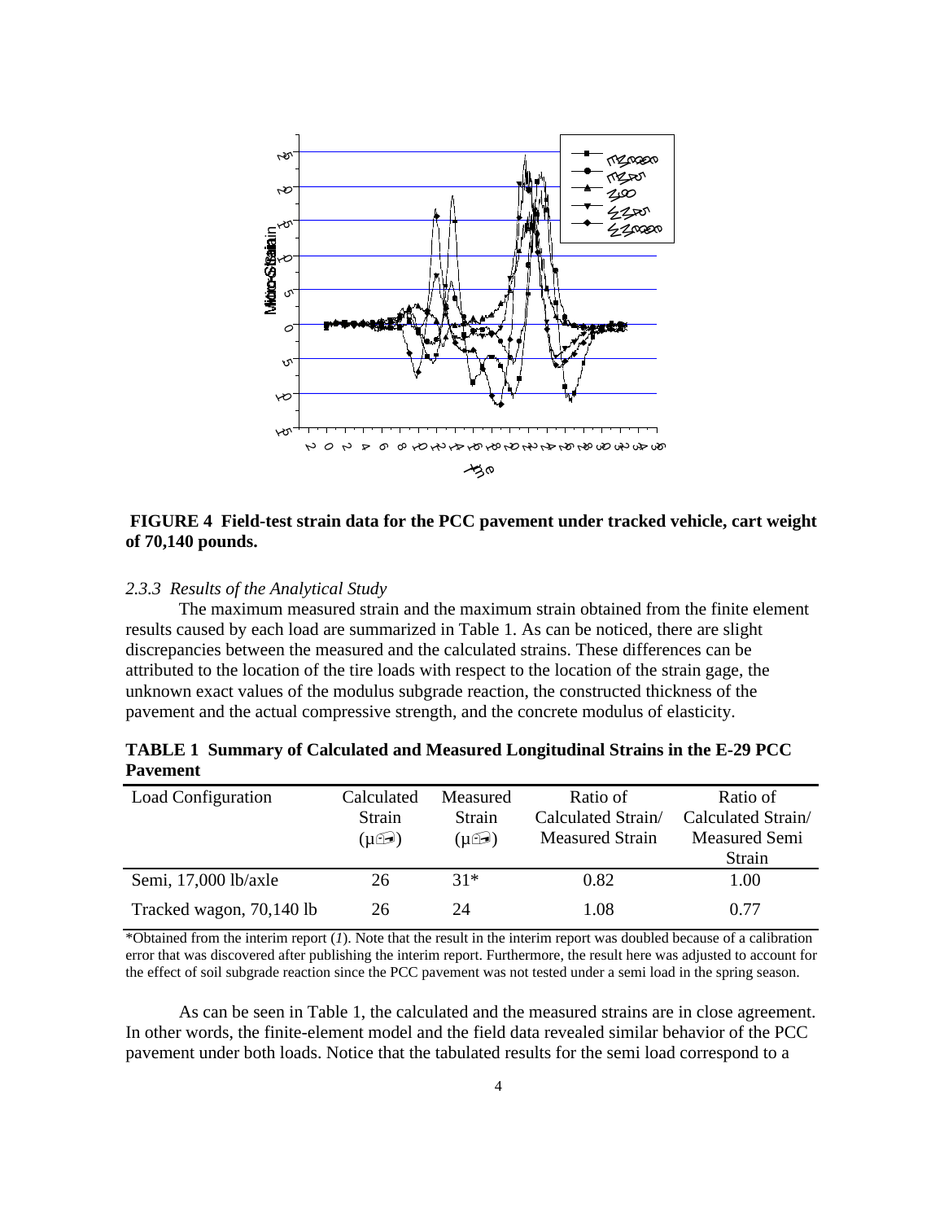**FIGURE 4 Field-test strain data for the PCC pavement under tracked vehicle, cart weight of 70,140 pounds.**

### *2.3.3 Results of the Analytical Study*

The maximum measured strain and the maximum strain obtained from the finite element results caused by each load are summarized in Table 1. As can be noticed, there are slight discrepancies between the measured and the calculated strains. These differences can be attributed to the location of the tire loads with respect to the location of the strain gage, the unknown exact values of the modulus subgrade reaction, the constructed thickness of the pavement and the actual compressive strength, and the concrete modulus of elasticity.

**TABLE 1 Summary of Calculated and Measured Longitudinal Strains in the E-29 PCC Pavement**

| Load Configuration | Calculated Strain (μ$\epsilon$) | Measured Strain (μ$\epsilon$) | Ratio of Calculated Strain/ Measured Strain | Ratio of Calculated Strain/ Measured Semi Strain |
|---|---|---|---|---|
| Semi, 17,000 lb/axle | 26 | 31* | 0.82 | 1.00 |
| Tracked wagon, 70,140 lb | 26 | 24 | 1.08 | 0.77 |

*Obtained from the interim report (*1*). Note that the result in the interim report was doubled because of a calibration error that was discovered after publishing the interim report. Furthermore, the result here was adjusted to account for the effect of soil subgrade reaction since the PCC pavement was not tested under a semi load in the spring season.

As can be seen in Table 1, the calculated and the measured strains are in close agreement. In other words, the finite-element model and the field data revealed similar behavior of the PCC pavement under both loads. Notice that the tabulated results for the semi load correspond to a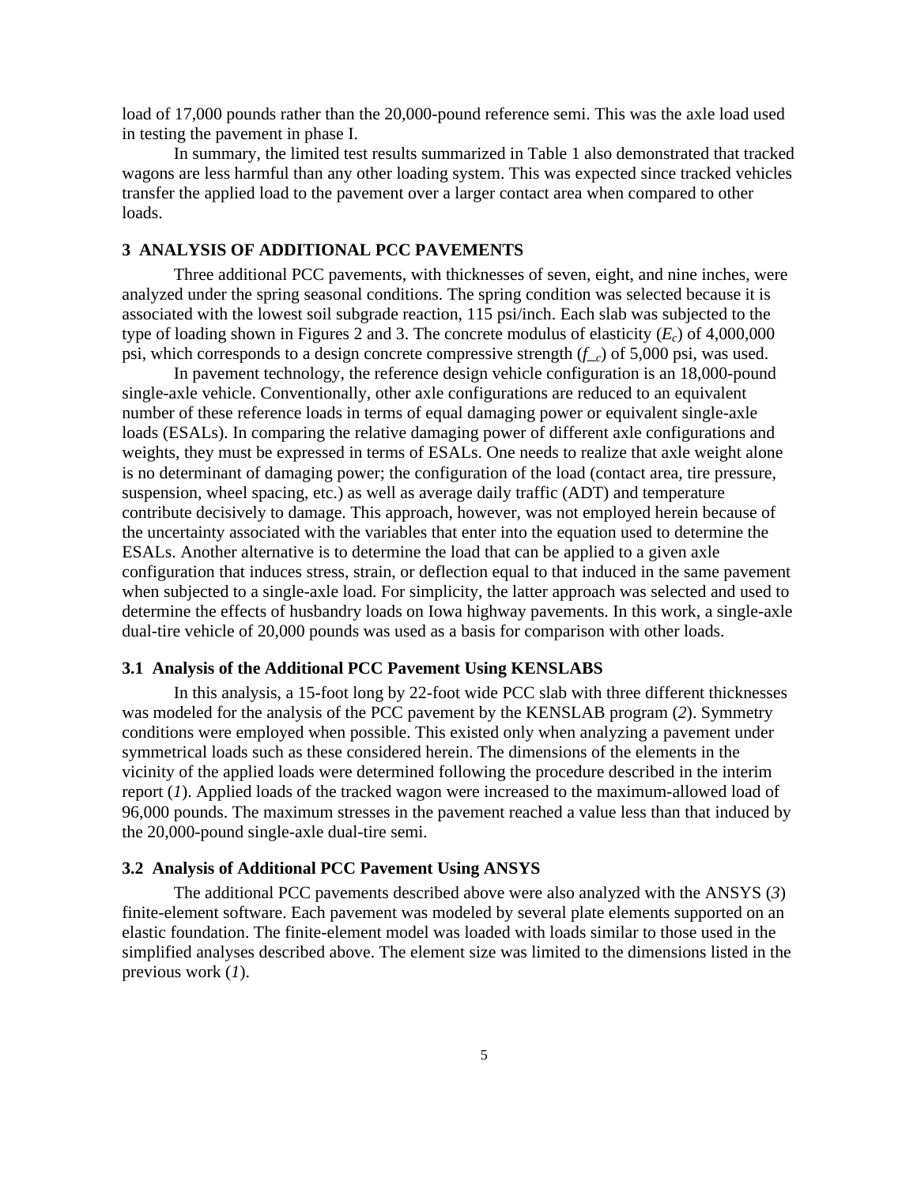load of 17,000 pounds rather than the 20,000-pound reference semi. This was the axle load used in testing the pavement in phase I.

In summary, the limited test results summarized in Table 1 also demonstrated that tracked wagons are less harmful than any other loading system. This was expected since tracked vehicles transfer the applied load to the pavement over a larger contact area when compared to other loads.

## 3 ANALYSIS OF ADDITIONAL PCC PAVEMENTS

Three additional PCC pavements, with thicknesses of seven, eight, and nine inches, were analyzed under the spring seasonal conditions. The spring condition was selected because it is associated with the lowest soil subgrade reaction, 115 psi/inch. Each slab was subjected to the type of loading shown in Figures 2 and 3. The concrete modulus of elasticity ($E_c$) of 4,000,000 psi, which corresponds to a design concrete compressive strength ($f\_{c}$) of 5,000 psi, was used.

In pavement technology, the reference design vehicle configuration is an 18,000-pound single-axle vehicle. Conventionally, other axle configurations are reduced to an equivalent number of these reference loads in terms of equal damaging power or equivalent single-axle loads (ESALs). In comparing the relative damaging power of different axle configurations and weights, they must be expressed in terms of ESALs. One needs to realize that axle weight alone is no determinant of damaging power; the configuration of the load (contact area, tire pressure, suspension, wheel spacing, etc.) as well as average daily traffic (ADT) and temperature contribute decisively to damage. This approach, however, was not employed herein because of the uncertainty associated with the variables that enter into the equation used to determine the ESALs. Another alternative is to determine the load that can be applied to a given axle configuration that induces stress, strain, or deflection equal to that induced in the same pavement when subjected to a single-axle load. For simplicity, the latter approach was selected and used to determine the effects of husbandry loads on Iowa highway pavements. In this work, a single-axle dual-tire vehicle of 20,000 pounds was used as a basis for comparison with other loads.

### 3.1 Analysis of the Additional PCC Pavement Using KENSLABS

In this analysis, a 15-foot long by 22-foot wide PCC slab with three different thicknesses was modeled for the analysis of the PCC pavement by the KENSLAB program (*2*). Symmetry conditions were employed when possible. This existed only when analyzing a pavement under symmetrical loads such as these considered herein. The dimensions of the elements in the vicinity of the applied loads were determined following the procedure described in the interim report (*1*). Applied loads of the tracked wagon were increased to the maximum-allowed load of 96,000 pounds. The maximum stresses in the pavement reached a value less than that induced by the 20,000-pound single-axle dual-tire semi.

### 3.2 Analysis of Additional PCC Pavement Using ANSYS

The additional PCC pavements described above were also analyzed with the ANSYS (*3*) finite-element software. Each pavement was modeled by several plate elements supported on an elastic foundation. The finite-element model was loaded with loads similar to those used in the simplified analyses described above. The element size was limited to the dimensions listed in the previous work (*1*).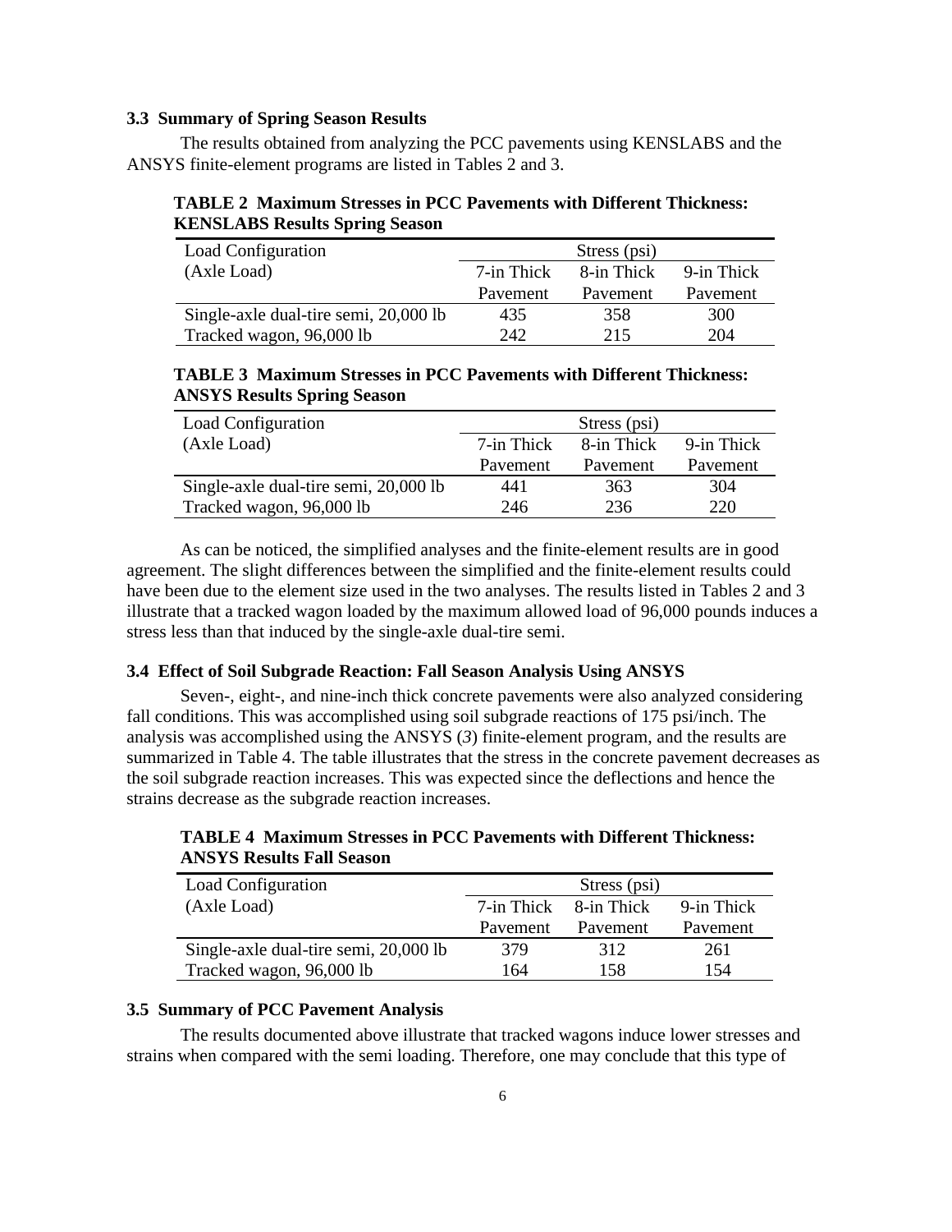### 3.3 Summary of Spring Season Results

The results obtained from analyzing the PCC pavements using KENSLABS and the ANSYS finite-element programs are listed in Tables 2 and 3.

**TABLE 2 Maximum Stresses in PCC Pavements with Different Thickness: KENSLABS Results Spring Season**

| Load Configuration (Axle Load) | Stress (psi) | | |
|---|---|---|---|
| | 7-in Thick Pavement | 8-in Thick Pavement | 9-in Thick Pavement |
| Single-axle dual-tire semi, 20,000 lb | 435 | 358 | 300 |
| Tracked wagon, 96,000 lb | 242 | 215 | 204 |

**TABLE 3 Maximum Stresses in PCC Pavements with Different Thickness: ANSYS Results Spring Season**

| Load Configuration (Axle Load) | Stress (psi) | | |
|---|---|---|---|
| | 7-in Thick Pavement | 8-in Thick Pavement | 9-in Thick Pavement |
| Single-axle dual-tire semi, 20,000 lb | 441 | 363 | 304 |
| Tracked wagon, 96,000 lb | 246 | 236 | 220 |

As can be noticed, the simplified analyses and the finite-element results are in good agreement. The slight differences between the simplified and the finite-element results could have been due to the element size used in the two analyses. The results listed in Tables 2 and 3 illustrate that a tracked wagon loaded by the maximum allowed load of 96,000 pounds induces a stress less than that induced by the single-axle dual-tire semi.

### 3.4 Effect of Soil Subgrade Reaction: Fall Season Analysis Using ANSYS

Seven-, eight-, and nine-inch thick concrete pavements were also analyzed considering fall conditions. This was accomplished using soil subgrade reactions of 175 psi/inch. The analysis was accomplished using the ANSYS (*3*) finite-element program, and the results are summarized in Table 4. The table illustrates that the stress in the concrete pavement decreases as the soil subgrade reaction increases. This was expected since the deflections and hence the strains decrease as the subgrade reaction increases.

**TABLE 4 Maximum Stresses in PCC Pavements with Different Thickness: ANSYS Results Fall Season**

| Load Configuration (Axle Load) | Stress (psi) | | |
|---|---|---|---|
| | 7-in Thick Pavement | 8-in Thick Pavement | 9-in Thick Pavement |
| Single-axle dual-tire semi, 20,000 lb | 379 | 312 | 261 |
| Tracked wagon, 96,000 lb | 164 | 158 | 154 |

### 3.5 Summary of PCC Pavement Analysis

The results documented above illustrate that tracked wagons induce lower stresses and strains when compared with the semi loading. Therefore, one may conclude that this type of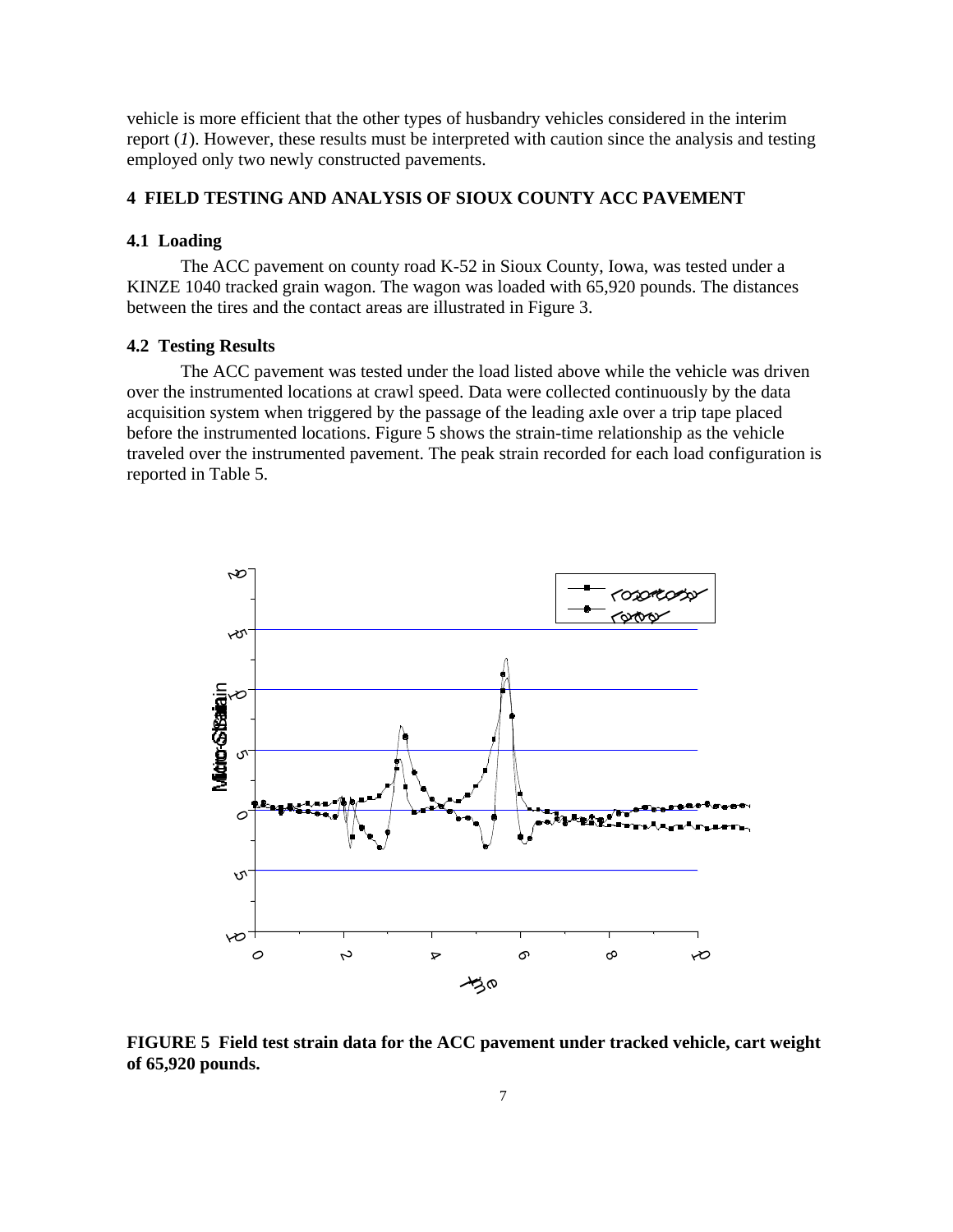vehicle is more efficient that the other types of husbandry vehicles considered in the interim report (*1*). However, these results must be interpreted with caution since the analysis and testing employed only two newly constructed pavements.

## 4 FIELD TESTING AND ANALYSIS OF SIOUX COUNTY ACC PAVEMENT

### 4.1 Loading

The ACC pavement on county road K-52 in Sioux County, Iowa, was tested under a KINZE 1040 tracked grain wagon. The wagon was loaded with 65,920 pounds. The distances between the tires and the contact areas are illustrated in Figure 3.

### 4.2 Testing Results

The ACC pavement was tested under the load listed above while the vehicle was driven over the instrumented locations at crawl speed. Data were collected continuously by the data acquisition system when triggered by the passage of the leading axle over a trip tape placed before the instrumented locations. Figure 5 shows the strain-time relationship as the vehicle traveled over the instrumented pavement. The peak strain recorded for each load configuration is reported in Table 5.

**FIGURE 5 Field test strain data for the ACC pavement under tracked vehicle, cart weight of 65,920 pounds.**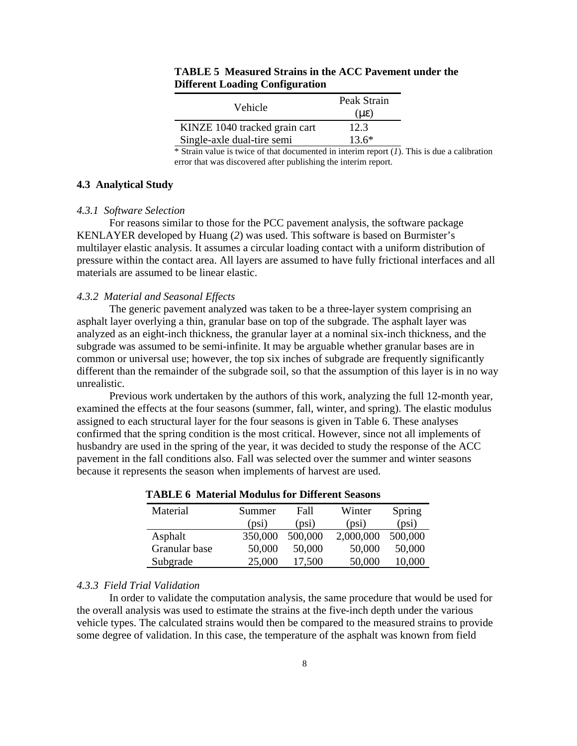**TABLE 5 Measured Strains in the ACC Pavement under the Different Loading Configuration**

| Vehicle | Peak Strain (με) |
|---|---|
| KINZE 1040 tracked grain cart | 12.3 |
| Single-axle dual-tire semi | 13.6* |

\* Strain value is twice of that documented in interim report (*1*). This is due a calibration error that was discovered after publishing the interim report.

### 4.3 Analytical Study

#### *4.3.1 Software Selection*

For reasons similar to those for the PCC pavement analysis, the software package KENLAYER developed by Huang (*2*) was used. This software is based on Burmister's multilayer elastic analysis. It assumes a circular loading contact with a uniform distribution of pressure within the contact area. All layers are assumed to have fully frictional interfaces and all materials are assumed to be linear elastic.

#### *4.3.2 Material and Seasonal Effects*

The generic pavement analyzed was taken to be a three-layer system comprising an asphalt layer overlying a thin, granular base on top of the subgrade. The asphalt layer was analyzed as an eight-inch thickness, the granular layer at a nominal six-inch thickness, and the subgrade was assumed to be semi-infinite. It may be arguable whether granular bases are in common or universal use; however, the top six inches of subgrade are frequently significantly different than the remainder of the subgrade soil, so that the assumption of this layer is in no way unrealistic.

Previous work undertaken by the authors of this work, analyzing the full 12-month year, examined the effects at the four seasons (summer, fall, winter, and spring). The elastic modulus assigned to each structural layer for the four seasons is given in Table 6. These analyses confirmed that the spring condition is the most critical. However, since not all implements of husbandry are used in the spring of the year, it was decided to study the response of the ACC pavement in the fall conditions also. Fall was selected over the summer and winter seasons because it represents the season when implements of harvest are used.

**TABLE 6 Material Modulus for Different Seasons**

| Material | Summer (psi) | Fall (psi) | Winter (psi) | Spring (psi) |
|---|---|---|---|---|
| Asphalt | 350,000 | 500,000 | 2,000,000 | 500,000 |
| Granular base | 50,000 | 50,000 | 50,000 | 50,000 |
| Subgrade | 25,000 | 17,500 | 50,000 | 10,000 |

#### *4.3.3 Field Trial Validation*

In order to validate the computation analysis, the same procedure that would be used for the overall analysis was used to estimate the strains at the five-inch depth under the various vehicle types. The calculated strains would then be compared to the measured strains to provide some degree of validation. In this case, the temperature of the asphalt was known from field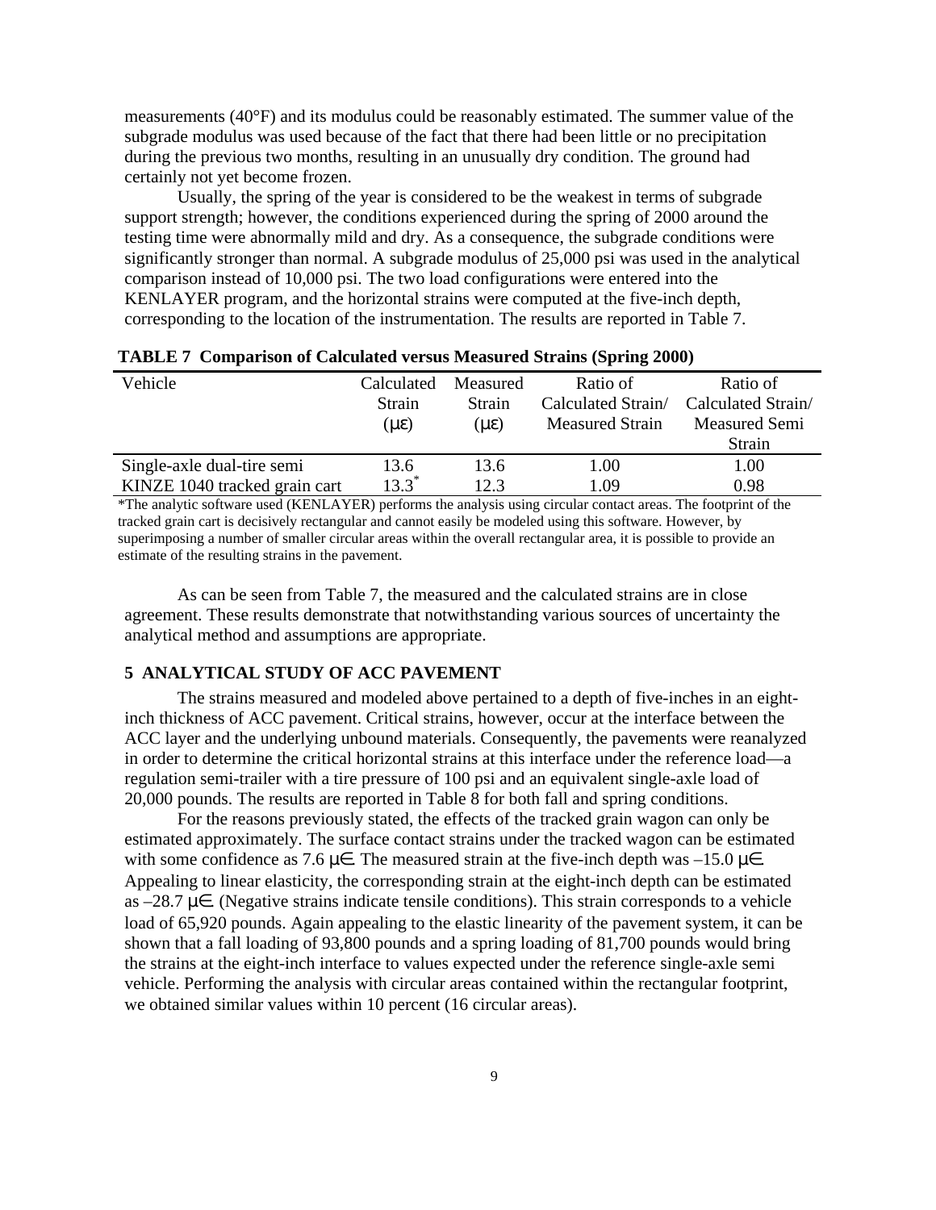measurements (40°F) and its modulus could be reasonably estimated. The summer value of the subgrade modulus was used because of the fact that there had been little or no precipitation during the previous two months, resulting in an unusually dry condition. The ground had certainly not yet become frozen.

Usually, the spring of the year is considered to be the weakest in terms of subgrade support strength; however, the conditions experienced during the spring of 2000 around the testing time were abnormally mild and dry. As a consequence, the subgrade conditions were significantly stronger than normal. A subgrade modulus of 25,000 psi was used in the analytical comparison instead of 10,000 psi. The two load configurations were entered into the KENLAYER program, and the horizontal strains were computed at the five-inch depth, corresponding to the location of the instrumentation. The results are reported in Table 7.

**TABLE 7 Comparison of Calculated versus Measured Strains (Spring 2000)**

| Vehicle | Calculated Strain (με) | Measured Strain (με) | Ratio of Calculated Strain/ Measured Strain | Ratio of Calculated Strain/ Measured Semi Strain |
|---|---|---|---|---|
| Single-axle dual-tire semi | 13.6 | 13.6 | 1.00 | 1.00 |
| KINZE 1040 tracked grain cart | 13.3* | 12.3 | 1.09 | 0.98 |

*The analytic software used (KENLAYER) performs the analysis using circular contact areas. The footprint of the tracked grain cart is decisively rectangular and cannot easily be modeled using this software. However, by superimposing a number of smaller circular areas within the overall rectangular area, it is possible to provide an estimate of the resulting strains in the pavement.

As can be seen from Table 7, the measured and the calculated strains are in close agreement. These results demonstrate that notwithstanding various sources of uncertainty the analytical method and assumptions are appropriate.

## 5 ANALYTICAL STUDY OF ACC PAVEMENT

The strains measured and modeled above pertained to a depth of five-inches in an eight-inch thickness of ACC pavement. Critical strains, however, occur at the interface between the ACC layer and the underlying unbound materials. Consequently, the pavements were reanalyzed in order to determine the critical horizontal strains at this interface under the reference load—a regulation semi-trailer with a tire pressure of 100 psi and an equivalent single-axle load of 20,000 pounds. The results are reported in Table 8 for both fall and spring conditions.

For the reasons previously stated, the effects of the tracked grain wagon can only be estimated approximately. The surface contact strains under the tracked wagon can be estimated with some confidence as 7.6 μ∈. The measured strain at the five-inch depth was –15.0 μ∈. Appealing to linear elasticity, the corresponding strain at the eight-inch depth can be estimated as –28.7 μ∈. (Negative strains indicate tensile conditions). This strain corresponds to a vehicle load of 65,920 pounds. Again appealing to the elastic linearity of the pavement system, it can be shown that a fall loading of 93,800 pounds and a spring loading of 81,700 pounds would bring the strains at the eight-inch interface to values expected under the reference single-axle semi vehicle. Performing the analysis with circular areas contained within the rectangular footprint, we obtained similar values within 10 percent (16 circular areas).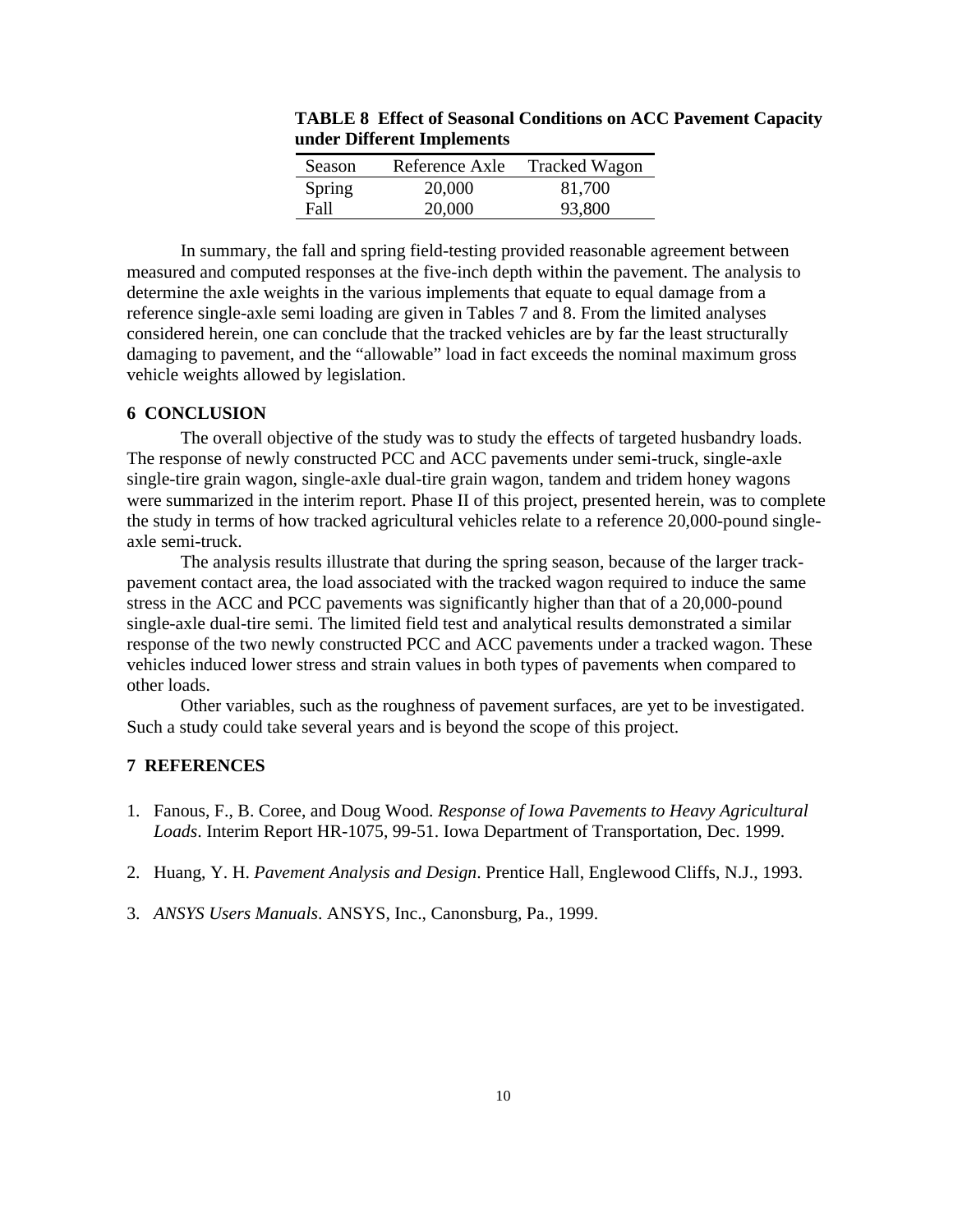**TABLE 8 Effect of Seasonal Conditions on ACC Pavement Capacity under Different Implements**

| Season | Reference Axle | Tracked Wagon |
|---|---|---|
| Spring | 20,000 | 81,700 |
| Fall | 20,000 | 93,800 |

In summary, the fall and spring field-testing provided reasonable agreement between measured and computed responses at the five-inch depth within the pavement. The analysis to determine the axle weights in the various implements that equate to equal damage from a reference single-axle semi loading are given in Tables 7 and 8. From the limited analyses considered herein, one can conclude that the tracked vehicles are by far the least structurally damaging to pavement, and the "allowable" load in fact exceeds the nominal maximum gross vehicle weights allowed by legislation.

## 6 CONCLUSION

The overall objective of the study was to study the effects of targeted husbandry loads. The response of newly constructed PCC and ACC pavements under semi-truck, single-axle single-tire grain wagon, single-axle dual-tire grain wagon, tandem and tridem honey wagons were summarized in the interim report. Phase II of this project, presented herein, was to complete the study in terms of how tracked agricultural vehicles relate to a reference 20,000-pound single-axle semi-truck.

The analysis results illustrate that during the spring season, because of the larger track-pavement contact area, the load associated with the tracked wagon required to induce the same stress in the ACC and PCC pavements was significantly higher than that of a 20,000-pound single-axle dual-tire semi. The limited field test and analytical results demonstrated a similar response of the two newly constructed PCC and ACC pavements under a tracked wagon. These vehicles induced lower stress and strain values in both types of pavements when compared to other loads.

Other variables, such as the roughness of pavement surfaces, are yet to be investigated. Such a study could take several years and is beyond the scope of this project.

## 7 REFERENCES

1. Fanous, F., B. Coree, and Doug Wood. *Response of Iowa Pavements to Heavy Agricultural Loads*. Interim Report HR-1075, 99-51. Iowa Department of Transportation, Dec. 1999.

2. Huang, Y. H. *Pavement Analysis and Design*. Prentice Hall, Englewood Cliffs, N.J., 1993.

3. *ANSYS Users Manuals*. ANSYS, Inc., Canonsburg, Pa., 1999.